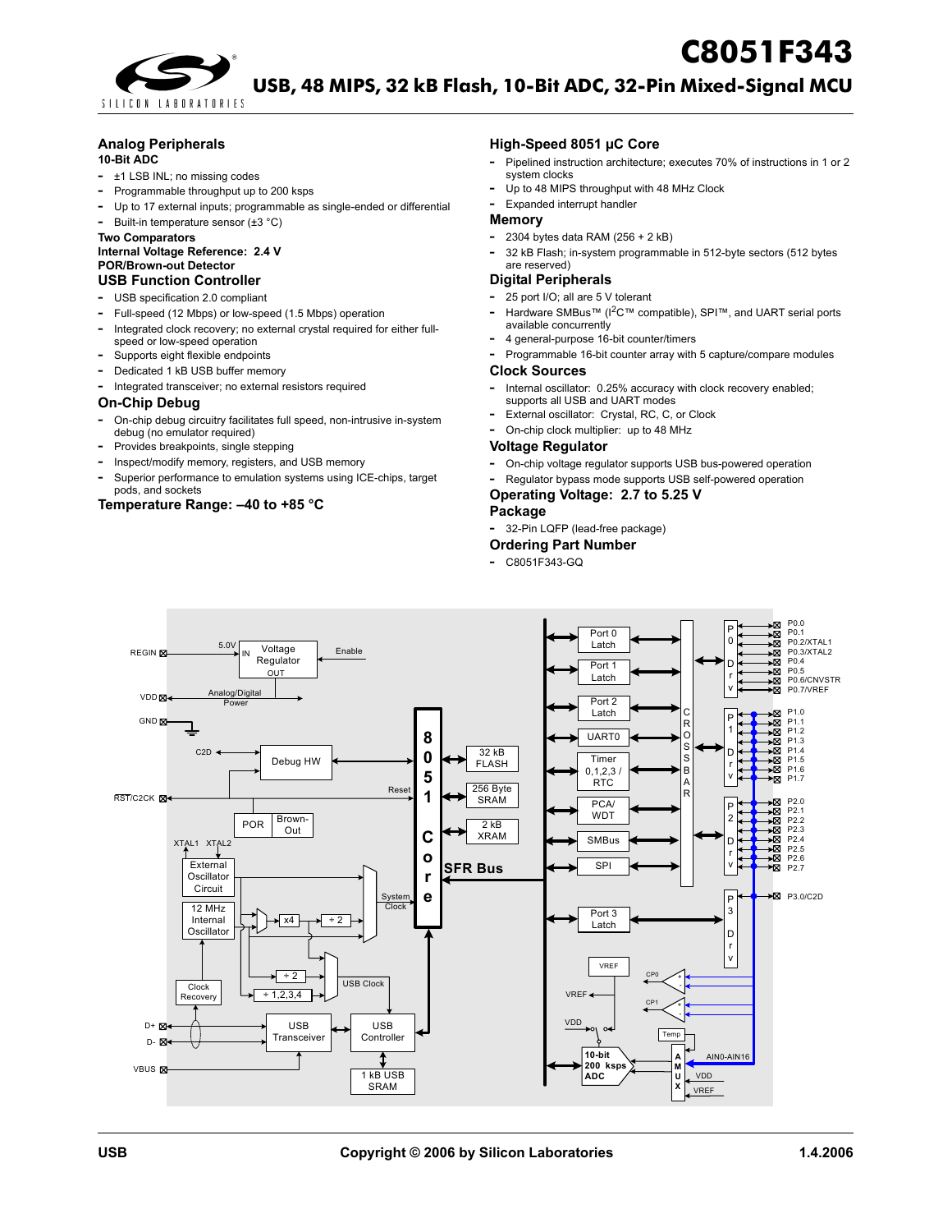# C8051F343

## USB, 48 MIPS, 32 kB Flash, 10-Bit ADC, 32-Pin Mixed-Signal MCU

## Analog Peripherals

**10-Bit ADC**

- ±1 LSB INL; no missing codes
- Programmable throughput up to 200 ksps
- Up to 17 external inputs; programmable as single-ended or differential
- Built-in temperature sensor (±3 °C)

**Two Comparators**

**Internal Voltage Reference: 2.4 V**

**POR/Brown-out Detector**

## USB Function Controller

- USB specification 2.0 compliant
- Full-speed (12 Mbps) or low-speed (1.5 Mbps) operation
- Integrated clock recovery; no external crystal required for either full-speed or low-speed operation
- Supports eight flexible endpoints
- Dedicated 1 kB USB buffer memory
- Integrated transceiver; no external resistors required

## On-Chip Debug

- On-chip debug circuitry facilitates full speed, non-intrusive in-system debug (no emulator required)
- Provides breakpoints, single stepping
- Inspect/modify memory, registers, and USB memory
- Superior performance to emulation systems using ICE-chips, target pods, and sockets

## Temperature Range: –40 to +85 °C

## High-Speed 8051 µC Core

- Pipelined instruction architecture; executes 70% of instructions in 1 or 2 system clocks
- Up to 48 MIPS throughput with 48 MHz Clock
- Expanded interrupt handler

## Memory

- 2304 bytes data RAM (256 + 2 kB)
- 32 kB Flash; in-system programmable in 512-byte sectors (512 bytes are reserved)

## Digital Peripherals

- 25 port I/O; all are 5 V tolerant
- Hardware SMBus™ (I2C™ compatible), SPI™, and UART serial ports available concurrently
- 4 general-purpose 16-bit counter/timers
- Programmable 16-bit counter array with 5 capture/compare modules

## Clock Sources

- Internal oscillator: 0.25% accuracy with clock recovery enabled; supports all USB and UART modes
- External oscillator: Crystal, RC, C, or Clock
- On-chip clock multiplier: up to 48 MHz

## Voltage Regulator

- On-chip voltage regulator supports USB bus-powered operation
- Regulator bypass mode supports USB self-powered operation

## Operating Voltage: 2.7 to 5.25 V

## Package

- 32-Pin LQFP (lead-free package)

## Ordering Part Number

- C8051F343-GQ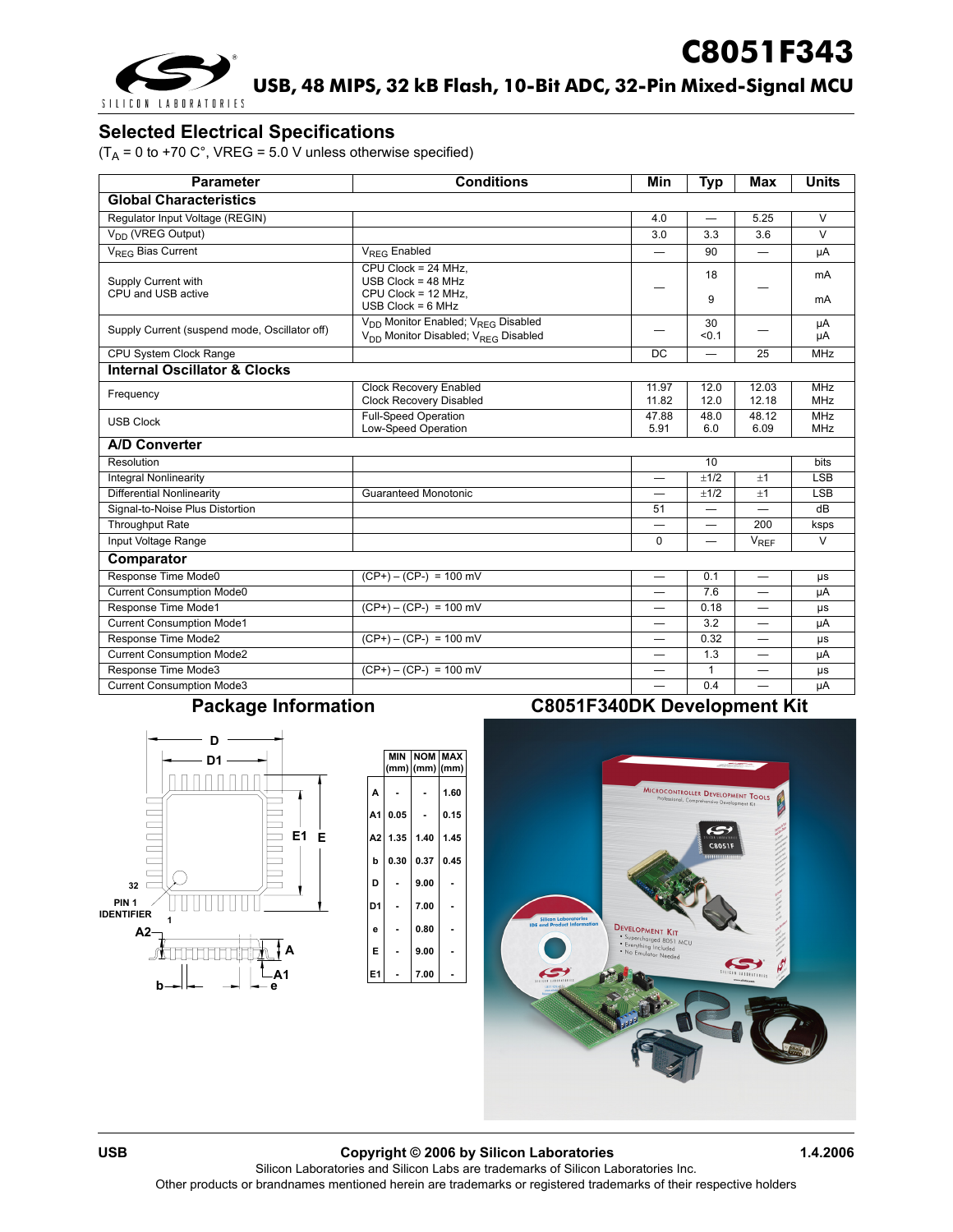# C8051F343

## USB, 48 MIPS, 32 kB Flash, 10-Bit ADC, 32-Pin Mixed-Signal MCU

## Selected Electrical Specifications

($T_A$ = 0 to +70 C°, VREG = 5.0 V unless otherwise specified)

| Parameter | Conditions | Min | Typ | Max | Units |
|---|---|---|---|---|---|
| **Global Characteristics** | | | | | |
| Regulator Input Voltage (REGIN) | | 4.0 | — | 5.25 | V |
| $V_{DD}$ (VREG Output) | | 3.0 | 3.3 | 3.6 | V |
| $V_{REG}$ Bias Current | $V_{REG}$ Enabled | — | 90 | — | µA |
| Supply Current with CPU and USB active | CPU Clock = 24 MHz, USB Clock = 48 MHz<br>CPU Clock = 12 MHz, USB Clock = 6 MHz | — | 18<br>9 | — | mA<br>mA |
| Supply Current (suspend mode, Oscillator off) | $V_{DD}$ Monitor Enabled; $V_{REG}$ Disabled<br>$V_{DD}$ Monitor Disabled; $V_{REG}$ Disabled | — | 30<br><0.1 | — | µA<br>µA |
| CPU System Clock Range | | DC | — | 25 | MHz |
| **Internal Oscillator & Clocks** | | | | | |
| Frequency | Clock Recovery Enabled<br>Clock Recovery Disabled | 11.97<br>11.82 | 12.0<br>12.0 | 12.03<br>12.18 | MHz<br>MHz |
| USB Clock | Full-Speed Operation<br>Low-Speed Operation | 47.88<br>5.91 | 48.0<br>6.0 | 48.12<br>6.09 | MHz<br>MHz |
| **A/D Converter** | | | | | |
| Resolution | | | 10 | | bits |
| Integral Nonlinearity | | — | ±1/2 | ±1 | LSB |
| Differential Nonlinearity | Guaranteed Monotonic | — | ±1/2 | ±1 | LSB |
| Signal-to-Noise Plus Distortion | | 51 | — | — | dB |
| Throughput Rate | | — | — | 200 | ksps |
| Input Voltage Range | | 0 | — | $V_{REF}$ | V |
| **Comparator** | | | | | |
| Response Time Mode0 | (CP+) – (CP-) = 100 mV | — | 0.1 | — | µs |
| Current Consumption Mode0 | | — | 7.6 | — | µA |
| Response Time Mode1 | (CP+) – (CP-) = 100 mV | — | 0.18 | — | µs |
| Current Consumption Mode1 | | — | 3.2 | — | µA |
| Response Time Mode2 | (CP+) – (CP-) = 100 mV | — | 0.32 | — | µs |
| Current Consumption Mode2 | | — | 1.3 | — | µA |
| Response Time Mode3 | (CP+) – (CP-) = 100 mV | — | 1 | — | µs |
| Current Consumption Mode3 | | — | 0.4 | — | µA |

## Package Information

D
D1
E1 E
32
PIN 1 IDENTIFIER
1
A2
A
A1
b
e

| | MIN (mm) | NOM (mm) | MAX (mm) |
|---|---|---|---|
| A | - | - | 1.60 |
| A1 | 0.05 | - | 0.15 |
| A2 | 1.35 | 1.40 | 1.45 |
| b | 0.30 | 0.37 | 0.45 |
| D | - | 9.00 | - |
| D1 | - | 7.00 | - |
| e | - | 0.80 | - |
| E | - | 9.00 | - |
| E1 | - | 7.00 | - |

## C8051F340DK Development Kit

USB | Copyright © 2006 by Silicon Laboratories | 1.4.2006

Silicon Laboratories and Silicon Labs are trademarks of Silicon Laboratories Inc.
Other products or brandnames mentioned herein are trademarks or registered trademarks of their respective holders